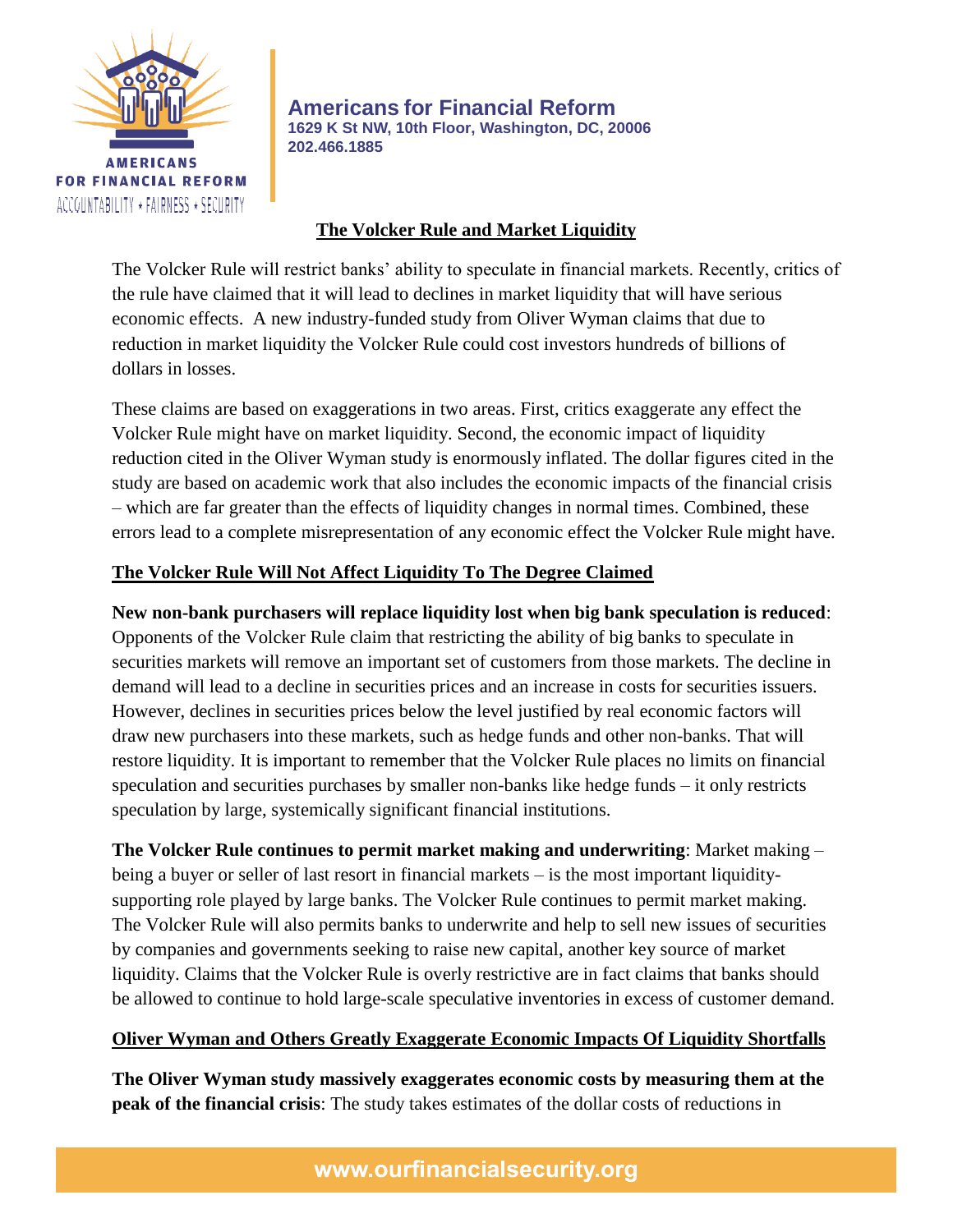**Americans for Financial Reform**
**1629 K St NW, 10th Floor, Washington, DC, 20006**
**202.466.1885**

## The Volcker Rule and Market Liquidity

The Volcker Rule will restrict banks' ability to speculate in financial markets. Recently, critics of the rule have claimed that it will lead to declines in market liquidity that will have serious economic effects. A new industry-funded study from Oliver Wyman claims that due to reduction in market liquidity the Volcker Rule could cost investors hundreds of billions of dollars in losses.

These claims are based on exaggerations in two areas. First, critics exaggerate any effect the Volcker Rule might have on market liquidity. Second, the economic impact of liquidity reduction cited in the Oliver Wyman study is enormously inflated. The dollar figures cited in the study are based on academic work that also includes the economic impacts of the financial crisis – which are far greater than the effects of liquidity changes in normal times. Combined, these errors lead to a complete misrepresentation of any economic effect the Volcker Rule might have.

### The Volcker Rule Will Not Affect Liquidity To The Degree Claimed

**New non-bank purchasers will replace liquidity lost when big bank speculation is reduced**: Opponents of the Volcker Rule claim that restricting the ability of big banks to speculate in securities markets will remove an important set of customers from those markets. The decline in demand will lead to a decline in securities prices and an increase in costs for securities issuers. However, declines in securities prices below the level justified by real economic factors will draw new purchasers into these markets, such as hedge funds and other non-banks. That will restore liquidity. It is important to remember that the Volcker Rule places no limits on financial speculation and securities purchases by smaller non-banks like hedge funds – it only restricts speculation by large, systemically significant financial institutions.

**The Volcker Rule continues to permit market making and underwriting**: Market making – being a buyer or seller of last resort in financial markets – is the most important liquidity-supporting role played by large banks. The Volcker Rule continues to permit market making. The Volcker Rule will also permits banks to underwrite and help to sell new issues of securities by companies and governments seeking to raise new capital, another key source of market liquidity. Claims that the Volcker Rule is overly restrictive are in fact claims that banks should be allowed to continue to hold large-scale speculative inventories in excess of customer demand.

### Oliver Wyman and Others Greatly Exaggerate Economic Impacts Of Liquidity Shortfalls

**The Oliver Wyman study massively exaggerates economic costs by measuring them at the peak of the financial crisis**: The study takes estimates of the dollar costs of reductions in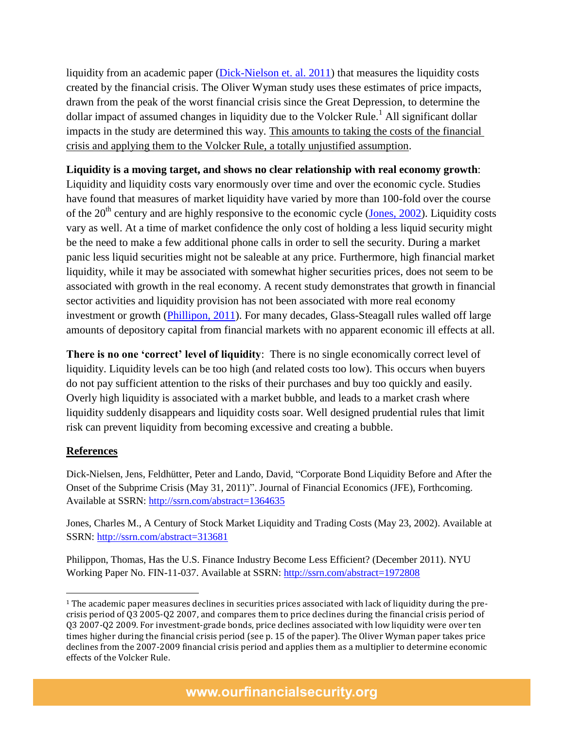liquidity from an academic paper (Dick-Nielson et. al. 2011) that measures the liquidity costs created by the financial crisis. The Oliver Wyman study uses these estimates of price impacts, drawn from the peak of the worst financial crisis since the Great Depression, to determine the dollar impact of assumed changes in liquidity due to the Volcker Rule.[1] All significant dollar impacts in the study are determined this way. This amounts to taking the costs of the financial crisis and applying them to the Volcker Rule, a totally unjustified assumption.

**Liquidity is a moving target, and shows no clear relationship with real economy growth**: Liquidity and liquidity costs vary enormously over time and over the economic cycle. Studies have found that measures of market liquidity have varied by more than 100-fold over the course of the 20th century and are highly responsive to the economic cycle (Jones, 2002). Liquidity costs vary as well. At a time of market confidence the only cost of holding a less liquid security might be the need to make a few additional phone calls in order to sell the security. During a market panic less liquid securities might not be saleable at any price. Furthermore, high financial market liquidity, while it may be associated with somewhat higher securities prices, does not seem to be associated with growth in the real economy. A recent study demonstrates that growth in financial sector activities and liquidity provision has not been associated with more real economy investment or growth (Phillipon, 2011). For many decades, Glass-Steagall rules walled off large amounts of depository capital from financial markets with no apparent economic ill effects at all.

**There is no one 'correct' level of liquidity**: There is no single economically correct level of liquidity. Liquidity levels can be too high (and related costs too low). This occurs when buyers do not pay sufficient attention to the risks of their purchases and buy too quickly and easily. Overly high liquidity is associated with a market bubble, and leads to a market crash where liquidity suddenly disappears and liquidity costs soar. Well designed prudential rules that limit risk can prevent liquidity from becoming excessive and creating a bubble.

## References

Dick-Nielsen, Jens, Feldhütter, Peter and Lando, David, "Corporate Bond Liquidity Before and After the Onset of the Subprime Crisis (May 31, 2011)". Journal of Financial Economics (JFE), Forthcoming. Available at SSRN: http://ssrn.com/abstract=1364635

Jones, Charles M., A Century of Stock Market Liquidity and Trading Costs (May 23, 2002). Available at SSRN: http://ssrn.com/abstract=313681

Philippon, Thomas, Has the U.S. Finance Industry Become Less Efficient? (December 2011). NYU Working Paper No. FIN-11-037. Available at SSRN: http://ssrn.com/abstract=1972808

[1] The academic paper measures declines in securities prices associated with lack of liquidity during the pre-crisis period of Q3 2005-Q2 2007, and compares them to price declines during the financial crisis period of Q3 2007-Q2 2009. For investment-grade bonds, price declines associated with low liquidity were over ten times higher during the financial crisis period (see p. 15 of the paper). The Oliver Wyman paper takes price declines from the 2007-2009 financial crisis period and applies them as a multiplier to determine economic effects of the Volcker Rule.